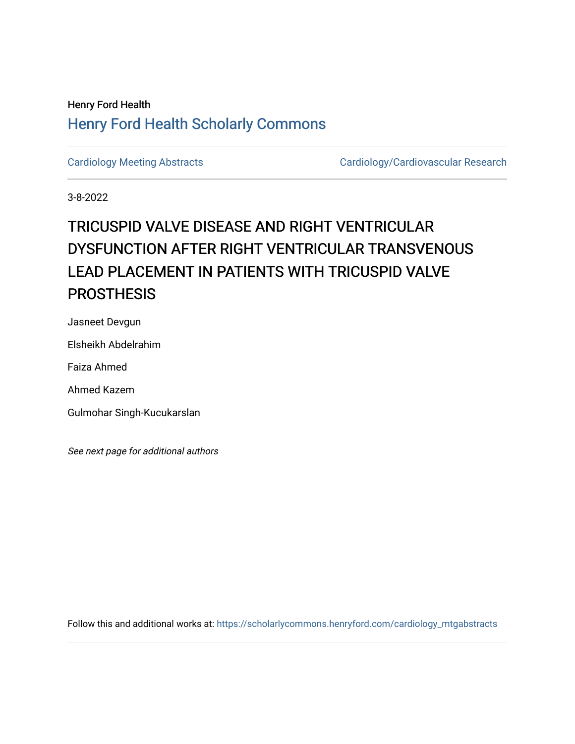Henry Ford Health

Henry Ford Health Scholarly Commons

Cardiology Meeting Abstracts

Cardiology/Cardiovascular Research

3-8-2022

# TRICUSPID VALVE DISEASE AND RIGHT VENTRICULAR DYSFUNCTION AFTER RIGHT VENTRICULAR TRANSVENOUS LEAD PLACEMENT IN PATIENTS WITH TRICUSPID VALVE PROSTHESIS

Jasneet Devgun

Elsheikh Abdelrahim

Faiza Ahmed

Ahmed Kazem

Gulmohar Singh-Kucukarslan

*See next page for additional authors*

Follow this and additional works at: https://scholarlycommons.henryford.com/cardiology_mtgabstracts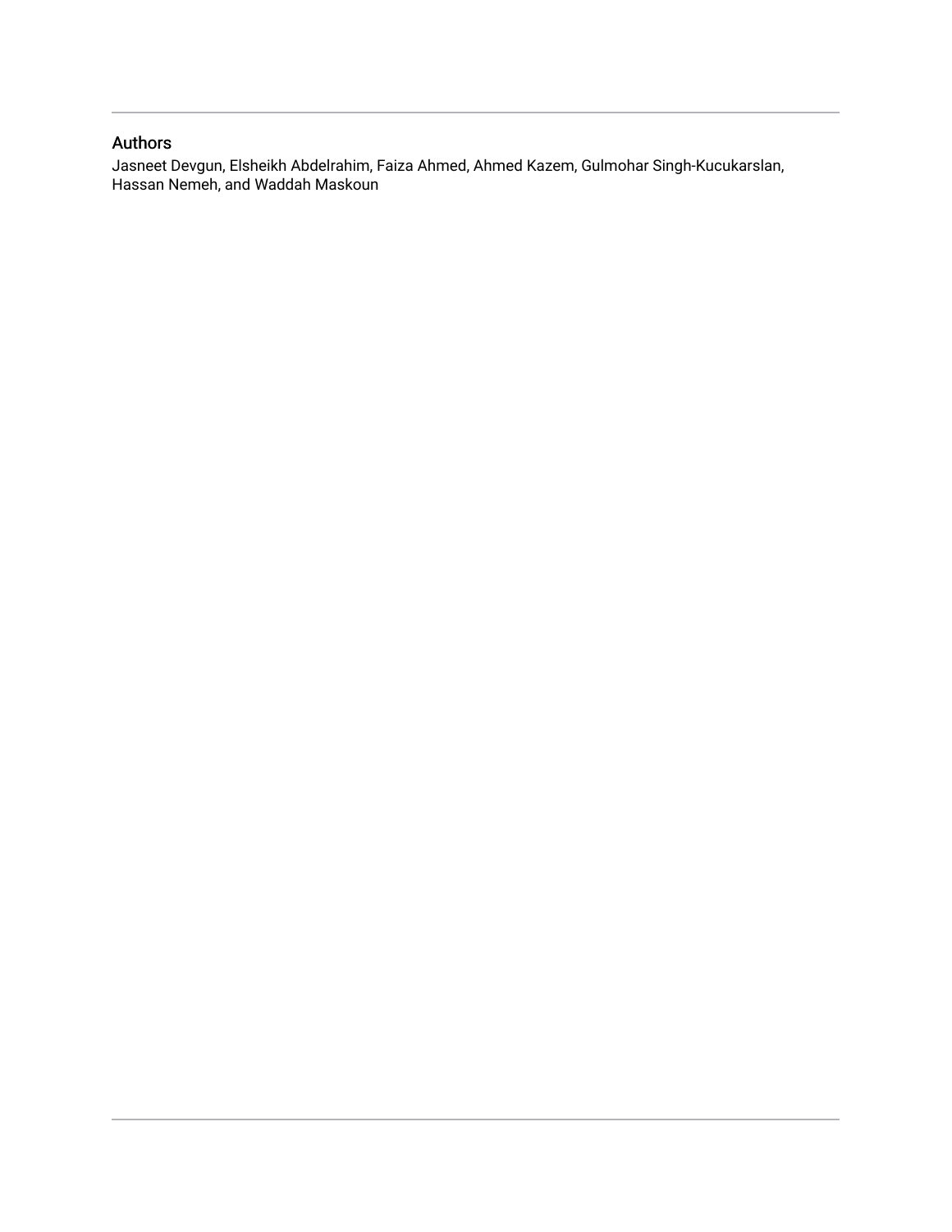## Authors

Jasneet Devgun, Elsheikh Abdelrahim, Faiza Ahmed, Ahmed Kazem, Gulmohar Singh-Kucukarslan, Hassan Nemeh, and Waddah Maskoun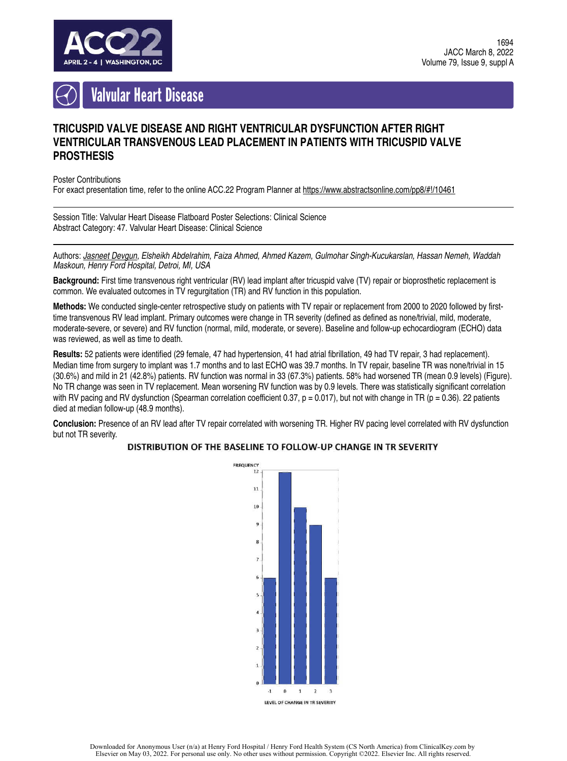## Valvular Heart Disease

# TRICUSPID VALVE DISEASE AND RIGHT VENTRICULAR DYSFUNCTION AFTER RIGHT VENTRICULAR TRANSVENOUS LEAD PLACEMENT IN PATIENTS WITH TRICUSPID VALVE PROSTHESIS

Poster Contributions
For exact presentation time, refer to the online ACC.22 Program Planner at https://www.abstractsonline.com/pp8/#!/10461

Session Title: Valvular Heart Disease Flatboard Poster Selections: Clinical Science
Abstract Category: 47. Valvular Heart Disease: Clinical Science

Authors: *Jasneet Devgun, Elsheikh Abdelrahim, Faiza Ahmed, Ahmed Kazem, Gulmohar Singh-Kucukarslan, Hassan Nemeh, Waddah Maskoun, Henry Ford Hospital, Detroi, MI, USA*

**Background:** First time transvenous right ventricular (RV) lead implant after tricuspid valve (TV) repair or bioprosthetic replacement is common. We evaluated outcomes in TV regurgitation (TR) and RV function in this population.

**Methods:** We conducted single-center retrospective study on patients with TV repair or replacement from 2000 to 2020 followed by first-time transvenous RV lead implant. Primary outcomes were change in TR severity (defined as defined as none/trivial, mild, moderate, moderate-severe, or severe) and RV function (normal, mild, moderate, or severe). Baseline and follow-up echocardiogram (ECHO) data was reviewed, as well as time to death.

**Results:** 52 patients were identified (29 female, 47 had hypertension, 41 had atrial fibrillation, 49 had TV repair, 3 had replacement). Median time from surgery to implant was 1.7 months and to last ECHO was 39.7 months. In TV repair, baseline TR was none/trivial in 15 (30.6%) and mild in 21 (42.8%) patients. RV function was normal in 33 (67.3%) patients. 58% had worsened TR (mean 0.9 levels) (Figure). No TR change was seen in TV replacement. Mean worsening RV function was by 0.9 levels. There was statistically significant correlation with RV pacing and RV dysfunction (Spearman correlation coefficient 0.37, $p = 0.017$), but not with change in TR ($p = 0.36$). 22 patients died at median follow-up (48.9 months).

**Conclusion:** Presence of an RV lead after TV repair correlated with worsening TR. Higher RV pacing level correlated with RV dysfunction but not TR severity.

DISTRIBUTION OF THE BASELINE TO FOLLOW-UP CHANGE IN TR SEVERITY

FREQUENCY
12
11
10
9
8
7
6
5
4
3
2
1
0
-1 0 1 2 3
LEVEL OF CHANGE IN TR SEVERITY